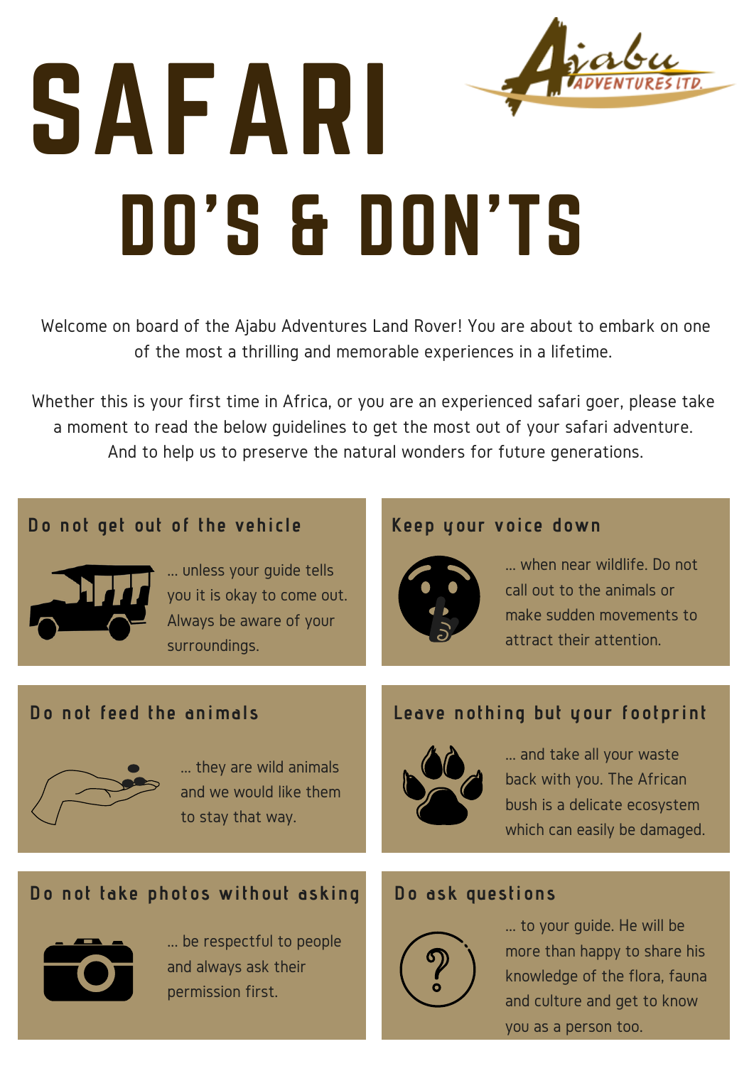# SAFARI

## DO'S & DON'TS

Ajabu Adventures Ltd.

Welcome on board of the Ajabu Adventures Land Rover! You are about to embark on one of the most a thrilling and memorable experiences in a lifetime.

Whether this is your first time in Africa, or you are an experienced safari goer, please take a moment to read the below guidelines to get the most out of your safari adventure. And to help us to preserve the natural wonders for future generations.

### Do not get out of the vehicle

... unless your guide tells you it is okay to come out. Always be aware of your surroundings.

### Keep your voice down

... when near wildlife. Do not call out to the animals or make sudden movements to attract their attention.

### Do not feed the animals

... they are wild animals and we would like them to stay that way.

### Leave nothing but your footprint

... and take all your waste back with you. The African bush is a delicate ecosystem which can easily be damaged.

### Do not take photos without asking

... be respectful to people and always ask their permission first.

### Do ask questions

... to your guide. He will be more than happy to share his knowledge of the flora, fauna and culture and get to know you as a person too.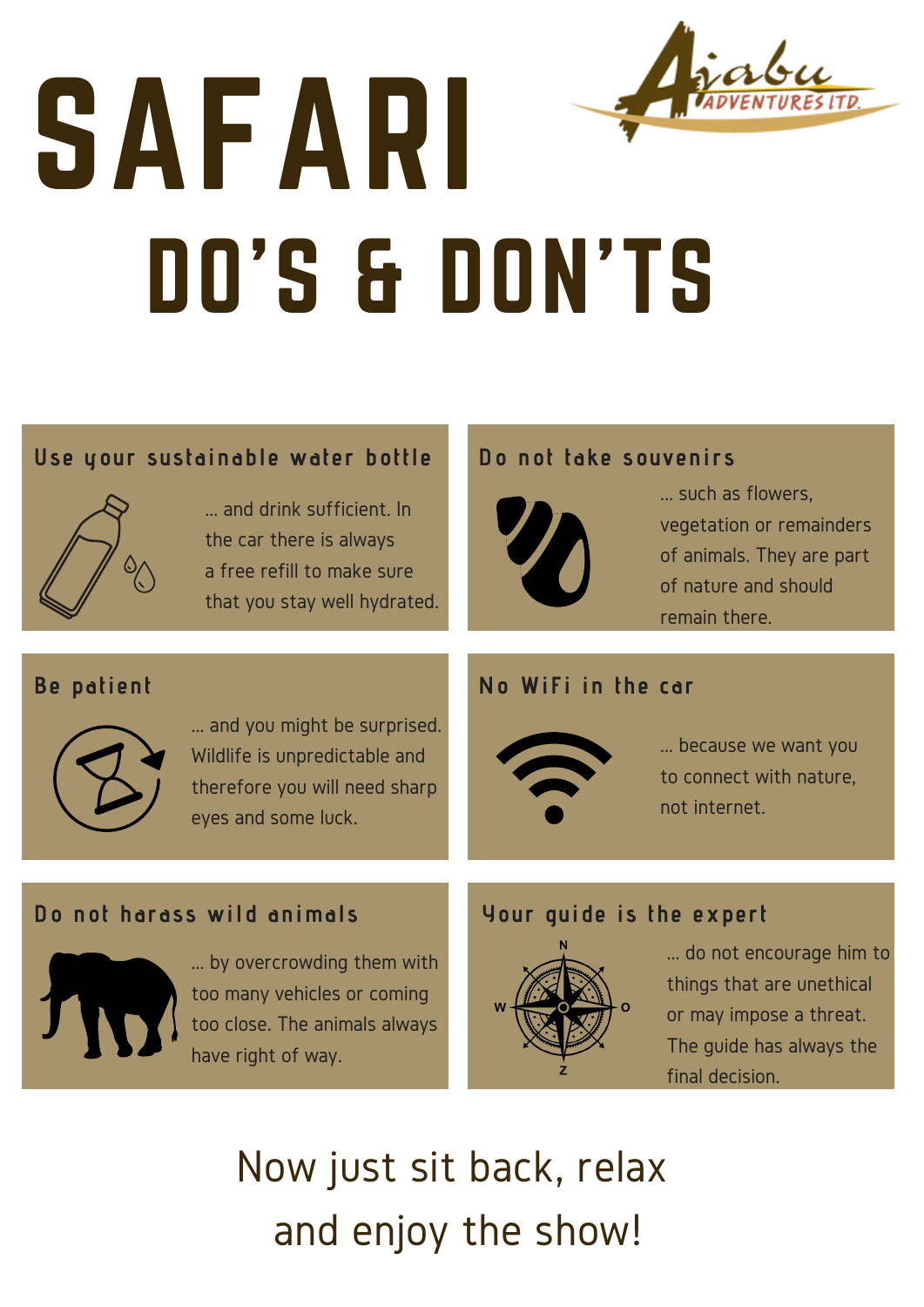# SAFARI

## DO'S & DON'TS

Ajabu ADVENTURES LTD.

### Use your sustainable water bottle

... and drink sufficient. In the car there is always a free refill to make sure that you stay well hydrated.

### Do not take souvenirs

... such as flowers, vegetation or remainders of animals. They are part of nature and should remain there.

### Be patient

... and you might be surprised. Wildlife is unpredictable and therefore you will need sharp eyes and some luck.

### No WiFi in the car

... because we want you to connect with nature, not internet.

### Do not harass wild animals

... by overcrowding them with too many vehicles or coming too close. The animals always have right of way.

### Your guide is the expert

... do not encourage him to things that are unethical or may impose a threat. The guide has always the final decision.

N
W
O
Z

Now just sit back, relax and enjoy the show!